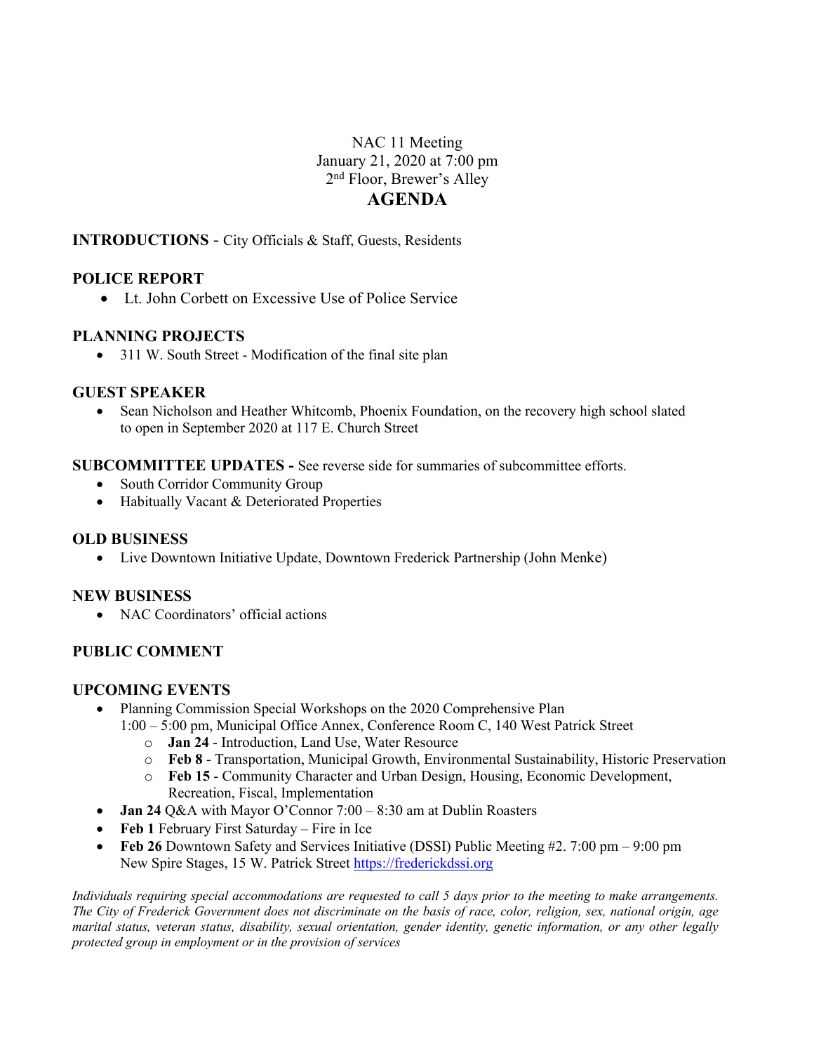NAC 11 Meeting
January 21, 2020 at 7:00 pm
2nd Floor, Brewer's Alley

# AGENDA

**INTRODUCTIONS** - City Officials & Staff, Guests, Residents

**POLICE REPORT**

- Lt. John Corbett on Excessive Use of Police Service

**PLANNING PROJECTS**

- 311 W. South Street - Modification of the final site plan

**GUEST SPEAKER**

- Sean Nicholson and Heather Whitcomb, Phoenix Foundation, on the recovery high school slated to open in September 2020 at 117 E. Church Street

**SUBCOMMITTEE UPDATES -** See reverse side for summaries of subcommittee efforts.

- South Corridor Community Group
- Habitually Vacant & Deteriorated Properties

**OLD BUSINESS**

- Live Downtown Initiative Update, Downtown Frederick Partnership (John Menke)

**NEW BUSINESS**

- NAC Coordinators' official actions

**PUBLIC COMMENT**

**UPCOMING EVENTS**

- Planning Commission Special Workshops on the 2020 Comprehensive Plan
  1:00 – 5:00 pm, Municipal Office Annex, Conference Room C, 140 West Patrick Street
    - **Jan 24** - Introduction, Land Use, Water Resource
    - **Feb 8** - Transportation, Municipal Growth, Environmental Sustainability, Historic Preservation
    - **Feb 15** - Community Character and Urban Design, Housing, Economic Development, Recreation, Fiscal, Implementation
- **Jan 24** Q&A with Mayor O'Connor 7:00 – 8:30 am at Dublin Roasters
- **Feb 1** February First Saturday – Fire in Ice
- **Feb 26** Downtown Safety and Services Initiative (DSSI) Public Meeting #2. 7:00 pm – 9:00 pm New Spire Stages, 15 W. Patrick Street https://frederickdssi.org

*Individuals requiring special accommodations are requested to call 5 days prior to the meeting to make arrangements. The City of Frederick Government does not discriminate on the basis of race, color, religion, sex, national origin, age marital status, veteran status, disability, sexual orientation, gender identity, genetic information, or any other legally protected group in employment or in the provision of services*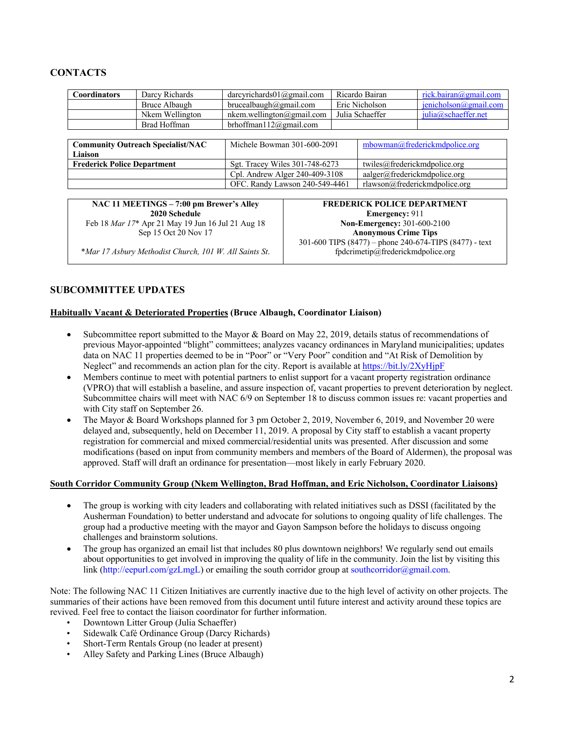## CONTACTS

| | | | | |
|---|---|---|---|---|
| **Coordinators** | Darcy Richards | darcyrichards01@gmail.com | Ricardo Bairan | rick.bairan@gmail.com |
| | Bruce Albaugh | brucealbaugh@gmail.com | Eric Nicholson | jenicholson@gmail.com |
| | Nkem Wellington | nkem.wellington@gmail.com | Julia Schaeffer | julia@schaeffer.net |
| | Brad Hoffman | brhoffman112@gmail.com | | |

| | | |
|---|---|---|
| **Community Outreach Specialist/NAC Liaison** | Michele Bowman 301-600-2091 | mbowman@frederickmdpolice.org |
| **Frederick Police Department** | Sgt. Tracey Wiles 301-748-6273 | twiles@frederickmdpolice.org |
| | Cpl. Andrew Alger 240-409-3108 | aalger@frederickmdpolice.org |
| | OFC. Randy Lawson 240-549-4461 | rlawson@frederickmdpolice.org |

| | |
|---|---|
| **NAC 11 MEETINGS – 7:00 pm Brewer's Alley**<br>**2020 Schedule**<br>Feb 18 *Mar 17** Apr 21 May 19 Jun 16 Jul 21 Aug 18 Sep 15 Oct 20 Nov 17<br><br>**Mar 17 Asbury Methodist Church, 101 W. All Saints St.* | **FREDERICK POLICE DEPARTMENT**<br>**Emergency:** 911<br>**Non-Emergency:** 301-600-2100<br>**Anonymous Crime Tips**<br>301-600 TIPS (8477) – phone 240-674-TIPS (8477) - text<br>fpdcrimetip@frederickmdpolice.org |

## SUBCOMMITTEE UPDATES

### Habitually Vacant & Deteriorated Properties (Bruce Albaugh, Coordinator Liaison)

- Subcommittee report submitted to the Mayor & Board on May 22, 2019, details status of recommendations of previous Mayor-appointed "blight" committees; analyzes vacancy ordinances in Maryland municipalities; updates data on NAC 11 properties deemed to be in "Poor" or "Very Poor" condition and "At Risk of Demolition by Neglect" and recommends an action plan for the city. Report is available at https://bit.ly/2XyHjpF
- Members continue to meet with potential partners to enlist support for a vacant property registration ordinance (VPRO) that will establish a baseline, and assure inspection of, vacant properties to prevent deterioration by neglect. Subcommittee chairs will meet with NAC 6/9 on September 18 to discuss common issues re: vacant properties and with City staff on September 26.
- The Mayor & Board Workshops planned for 3 pm October 2, 2019, November 6, 2019, and November 20 were delayed and, subsequently, held on December 11, 2019. A proposal by City staff to establish a vacant property registration for commercial and mixed commercial/residential units was presented. After discussion and some modifications (based on input from community members and members of the Board of Aldermen), the proposal was approved. Staff will draft an ordinance for presentation—most likely in early February 2020.

### South Corridor Community Group (Nkem Wellington, Brad Hoffman, and Eric Nicholson, Coordinator Liaisons)

- The group is working with city leaders and collaborating with related initiatives such as DSSI (facilitated by the Ausherman Foundation) to better understand and advocate for solutions to ongoing quality of life challenges. The group had a productive meeting with the mayor and Gayon Sampson before the holidays to discuss ongoing challenges and brainstorm solutions.
- The group has organized an email list that includes 80 plus downtown neighbors! We regularly send out emails about opportunities to get involved in improving the quality of life in the community. Join the list by visiting this link (http://eepurl.com/gzLmgL) or emailing the south corridor group at southcorridor@gmail.com.

Note: The following NAC 11 Citizen Initiatives are currently inactive due to the high level of activity on other projects. The summaries of their actions have been removed from this document until future interest and activity around these topics are revived. Feel free to contact the liaison coordinator for further information.

- Downtown Litter Group (Julia Schaeffer)
- Sidewalk Café Ordinance Group (Darcy Richards)
- Short-Term Rentals Group (no leader at present)
- Alley Safety and Parking Lines (Bruce Albaugh)